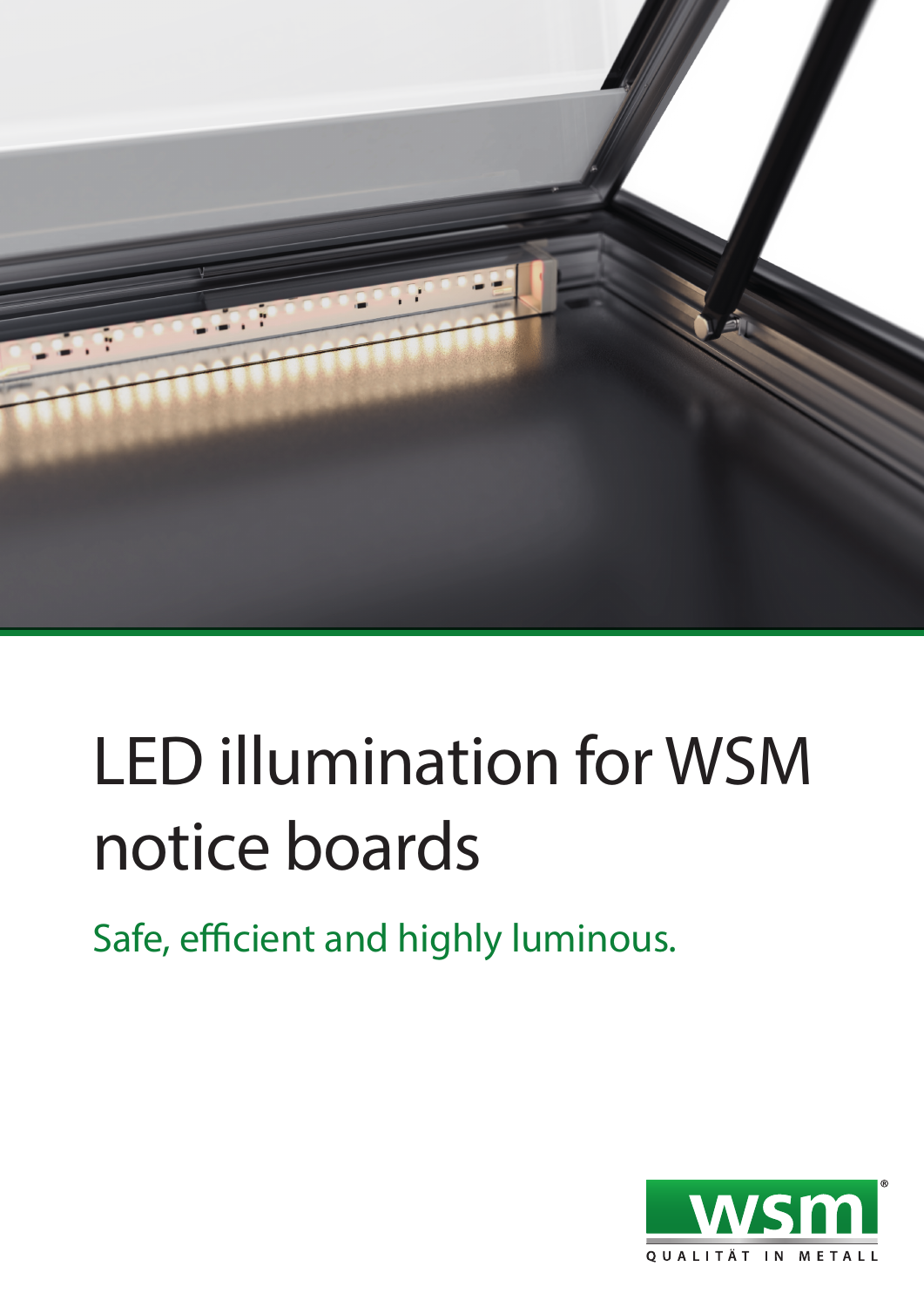# LED illumination for WSM notice boards

Safe, efficient and highly luminous.

wsm

QUALITÄT IN METALL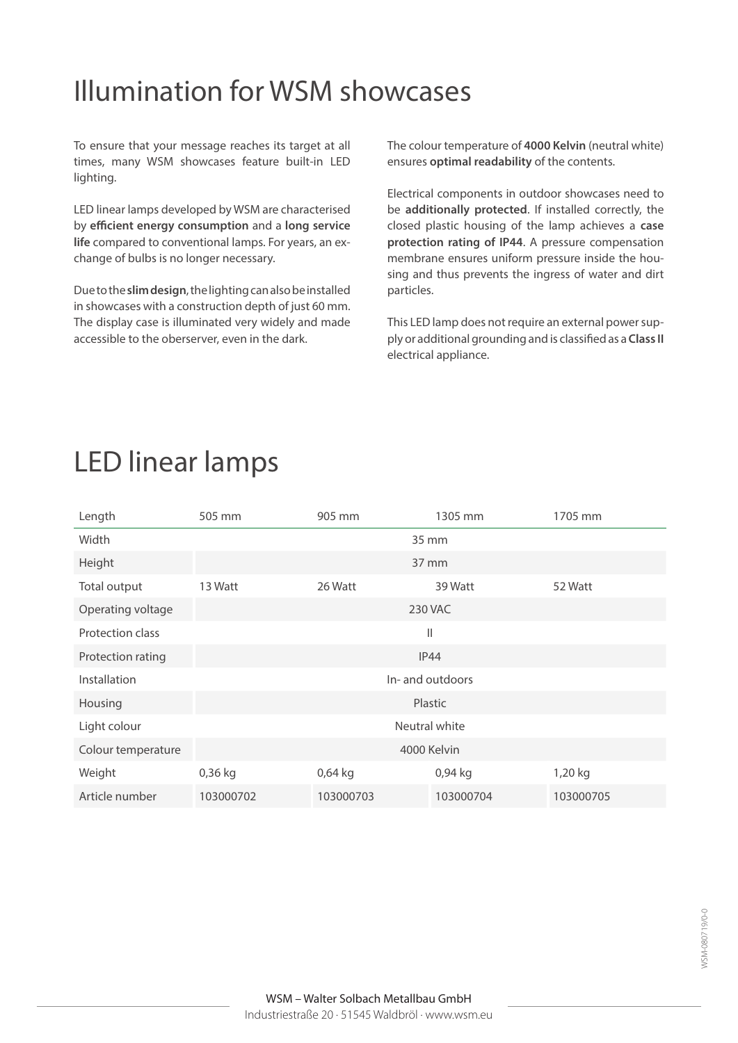# Illumination for WSM showcases

To ensure that your message reaches its target at all times, many WSM showcases feature built-in LED lighting.

LED linear lamps developed by WSM are characterised by **efficient energy consumption** and a **long service life** compared to conventional lamps. For years, an exchange of bulbs is no longer necessary.

Due to the **slim design**, the lighting can also be installed in showcases with a construction depth of just 60 mm. The display case is illuminated very widely and made accessible to the oberserver, even in the dark.

The colour temperature of **4000 Kelvin** (neutral white) ensures **optimal readability** of the contents.

Electrical components in outdoor showcases need to be **additionally protected**. If installed correctly, the closed plastic housing of the lamp achieves a **case protection rating of IP44**. A pressure compensation membrane ensures uniform pressure inside the housing and thus prevents the ingress of water and dirt particles.

This LED lamp does not require an external power supply or additional grounding and is classified as a **Class II** electrical appliance.

# LED linear lamps

| Length | 505 mm | 905 mm | 1305 mm | 1705 mm |
|---|---|---|---|---|
| Width | 35 mm | | | |
| Height | 37 mm | | | |
| Total output | 13 Watt | 26 Watt | 39 Watt | 52 Watt |
| Operating voltage | 230 VAC | | | |
| Protection class | II | | | |
| Protection rating | IP44 | | | |
| Installation | In- and outdoors | | | |
| Housing | Plastic | | | |
| Light colour | Neutral white | | | |
| Colour temperature | 4000 Kelvin | | | |
| Weight | 0,36 kg | 0,64 kg | 0,94 kg | 1,20 kg |
| Article number | 103000702 | 103000703 | 103000704 | 103000705 |

WSM-080719/0-0

WSM – Walter Solbach Metallbau GmbH
Industriestraße 20 · 51545 Waldbröl · www.wsm.eu